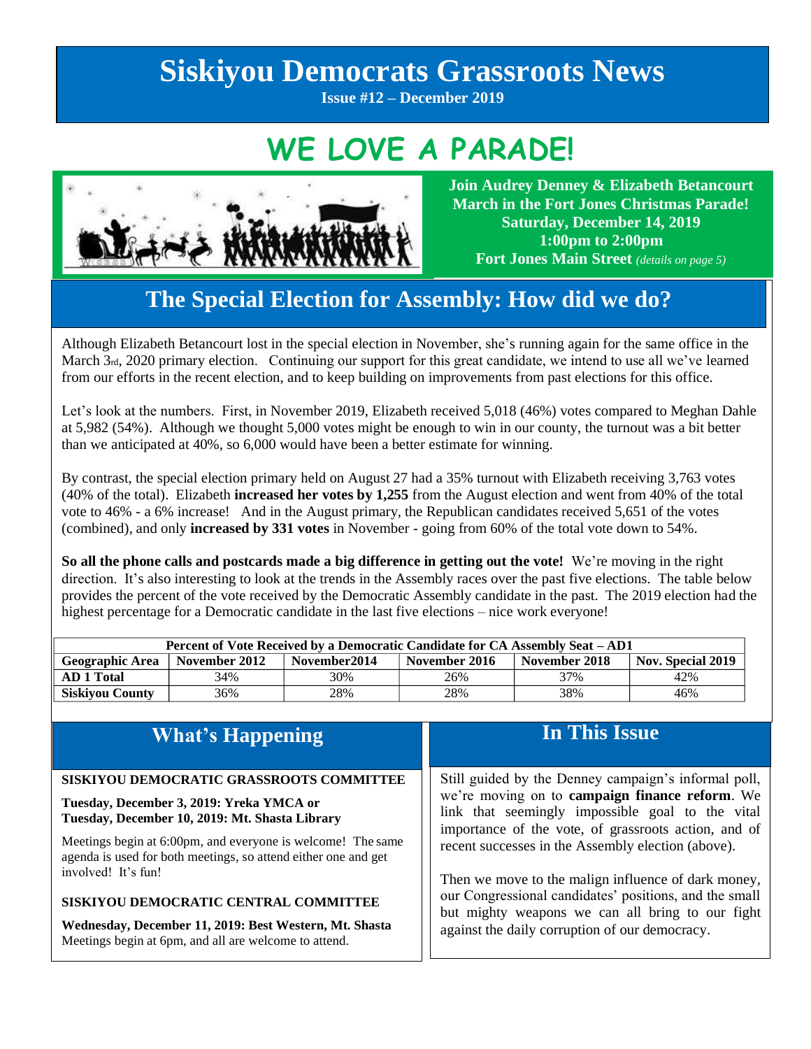# Siskiyou Democrats Grassroots News

**Issue #12 – December 2019**

# WE LOVE A PARADE!

**Join Audrey Denney & Elizabeth Betancourt March in the Fort Jones Christmas Parade!**
**Saturday, December 14, 2019**
**1:00pm to 2:00pm**
**Fort Jones Main Street** *(details on page 5)*

## The Special Election for Assembly: How did we do?

Although Elizabeth Betancourt lost in the special election in November, she's running again for the same office in the March 3rd, 2020 primary election. Continuing our support for this great candidate, we intend to use all we've learned from our efforts in the recent election, and to keep building on improvements from past elections for this office.

Let's look at the numbers. First, in November 2019, Elizabeth received 5,018 (46%) votes compared to Meghan Dahle at 5,982 (54%). Although we thought 5,000 votes might be enough to win in our county, the turnout was a bit better than we anticipated at 40%, so 6,000 would have been a better estimate for winning.

By contrast, the special election primary held on August 27 had a 35% turnout with Elizabeth receiving 3,763 votes (40% of the total). Elizabeth **increased her votes by 1,255** from the August election and went from 40% of the total vote to 46% - a 6% increase! And in the August primary, the Republican candidates received 5,651 of the votes (combined), and only **increased by 331 votes** in November - going from 60% of the total vote down to 54%.

**So all the phone calls and postcards made a big difference in getting out the vote!** We're moving in the right direction. It's also interesting to look at the trends in the Assembly races over the past five elections. The table below provides the percent of the vote received by the Democratic Assembly candidate in the past. The 2019 election had the highest percentage for a Democratic candidate in the last five elections – nice work everyone!

| Percent of Vote Received by a Democratic Candidate for CA Assembly Seat – AD1 | | | | | |
|---|---|---|---|---|---|
| **Geographic Area** | **November 2012** | **November2014** | **November 2016** | **November 2018** | **Nov. Special 2019** |
| **AD 1 Total** | 34% | 30% | 26% | 37% | 42% |
| **Siskiyou County** | 36% | 28% | 28% | 38% | 46% |

## What's Happening

**SISKIYOU DEMOCRATIC GRASSROOTS COMMITTEE**

**Tuesday, December 3, 2019: Yreka YMCA or**
**Tuesday, December 10, 2019: Mt. Shasta Library**

Meetings begin at 6:00pm, and everyone is welcome! The same agenda is used for both meetings, so attend either one and get involved! It's fun!

**SISKIYOU DEMOCRATIC CENTRAL COMMITTEE**

**Wednesday, December 11, 2019: Best Western, Mt. Shasta**
Meetings begin at 6pm, and all are welcome to attend.

## In This Issue

Still guided by the Denney campaign's informal poll, we're moving on to **campaign finance reform**. We link that seemingly impossible goal to the vital importance of the vote, of grassroots action, and of recent successes in the Assembly election (above).

Then we move to the malign influence of dark money, our Congressional candidates' positions, and the small but mighty weapons we can all bring to our fight against the daily corruption of our democracy.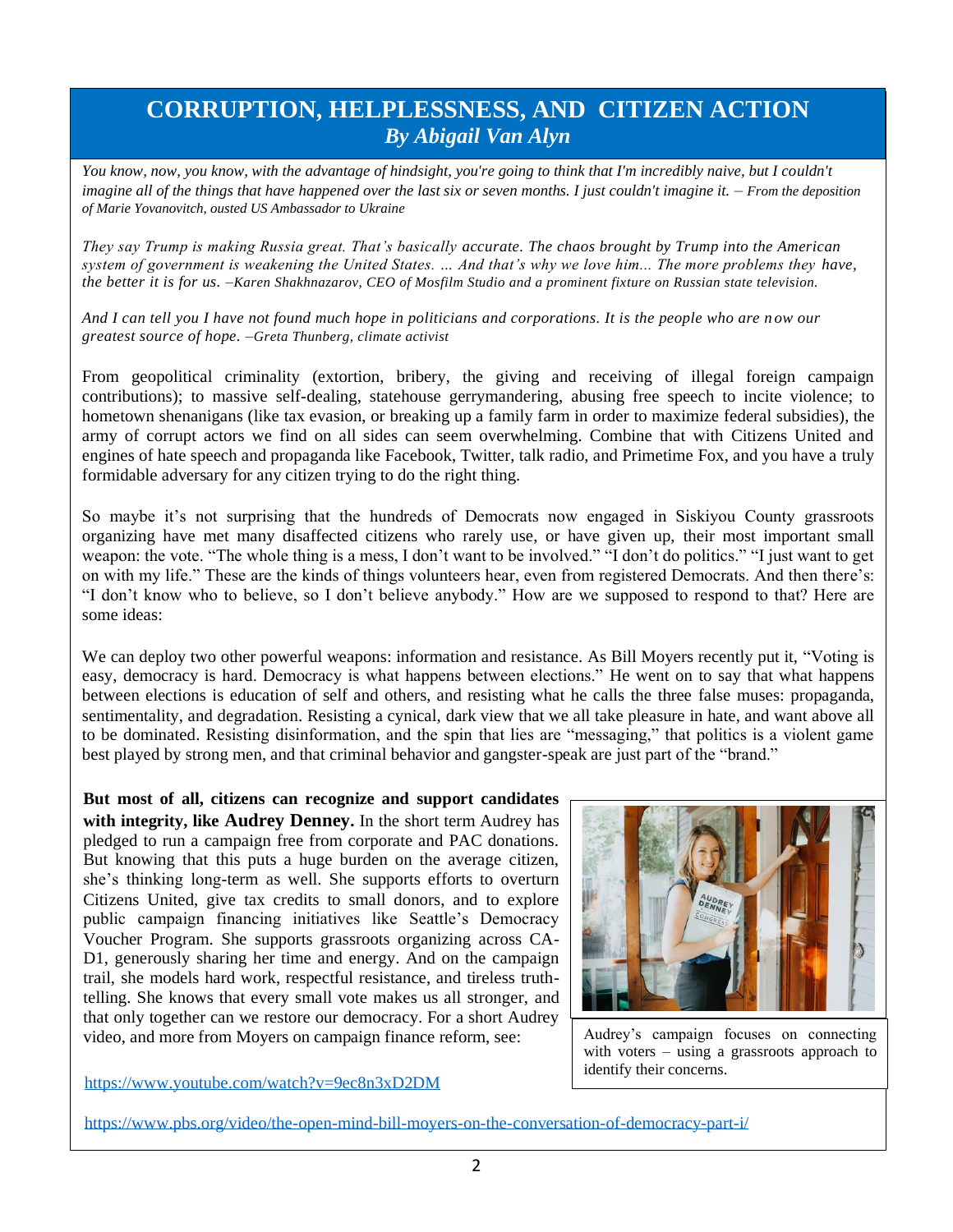# CORRUPTION, HELPLESSNESS, AND CITIZEN ACTION

***By Abigail Van Alyn***

*You know, now, you know, with the advantage of hindsight, you're going to think that I'm incredibly naive, but I couldn't imagine all of the things that have happened over the last six or seven months. I just couldn't imagine it. – From the deposition of Marie Yovanovitch, ousted US Ambassador to Ukraine*

*They say Trump is making Russia great. That's basically accurate. The chaos brought by Trump into the American system of government is weakening the United States. ... And that's why we love him... The more problems they have, the better it is for us. –Karen Shakhnazarov, CEO of Mosfilm Studio and a prominent fixture on Russian state television.*

*And I can tell you I have not found much hope in politicians and corporations. It is the people who are now our greatest source of hope. –Greta Thunberg, climate activist*

From geopolitical criminality (extortion, bribery, the giving and receiving of illegal foreign campaign contributions); to massive self-dealing, statehouse gerrymandering, abusing free speech to incite violence; to hometown shenanigans (like tax evasion, or breaking up a family farm in order to maximize federal subsidies), the army of corrupt actors we find on all sides can seem overwhelming. Combine that with Citizens United and engines of hate speech and propaganda like Facebook, Twitter, talk radio, and Primetime Fox, and you have a truly formidable adversary for any citizen trying to do the right thing.

So maybe it's not surprising that the hundreds of Democrats now engaged in Siskiyou County grassroots organizing have met many disaffected citizens who rarely use, or have given up, their most important small weapon: the vote. "The whole thing is a mess, I don't want to be involved." "I don't do politics." "I just want to get on with my life." These are the kinds of things volunteers hear, even from registered Democrats. And then there's: "I don't know who to believe, so I don't believe anybody." How are we supposed to respond to that? Here are some ideas:

We can deploy two other powerful weapons: information and resistance. As Bill Moyers recently put it, "Voting is easy, democracy is hard. Democracy is what happens between elections." He went on to say that what happens between elections is education of self and others, and resisting what he calls the three false muses: propaganda, sentimentality, and degradation. Resisting a cynical, dark view that we all take pleasure in hate, and want above all to be dominated. Resisting disinformation, and the spin that lies are "messaging," that politics is a violent game best played by strong men, and that criminal behavior and gangster-speak are just part of the "brand."

**But most of all, citizens can recognize and support candidates with integrity, like Audrey Denney.** In the short term Audrey has pledged to run a campaign free from corporate and PAC donations. But knowing that this puts a huge burden on the average citizen, she's thinking long-term as well. She supports efforts to overturn Citizens United, give tax credits to small donors, and to explore public campaign financing initiatives like Seattle's Democracy Voucher Program. She supports grassroots organizing across CA-D1, generously sharing her time and energy. And on the campaign trail, she models hard work, respectful resistance, and tireless truth-telling. She knows that every small vote makes us all stronger, and that only together can we restore our democracy. For a short Audrey video, and more from Moyers on campaign finance reform, see:

Audrey's campaign focuses on connecting with voters – using a grassroots approach to identify their concerns.

https://www.youtube.com/watch?v=9ec8n3xD2DM

https://www.pbs.org/video/the-open-mind-bill-moyers-on-the-conversation-of-democracy-part-i/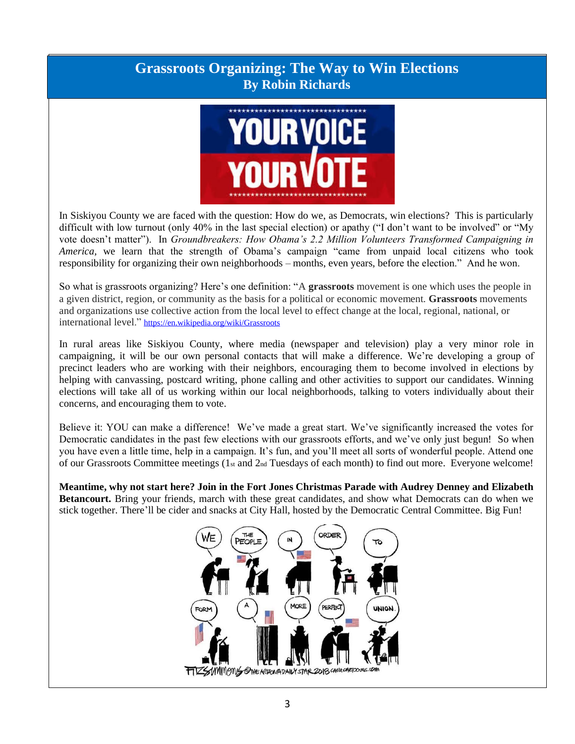## Grassroots Organizing: The Way to Win Elections
### By Robin Richards

In Siskiyou County we are faced with the question: How do we, as Democrats, win elections? This is particularly difficult with low turnout (only 40% in the last special election) or apathy ("I don't want to be involved" or "My vote doesn't matter"). In *Groundbreakers: How Obama's 2.2 Million Volunteers Transformed Campaigning in America,* we learn that the strength of Obama's campaign "came from unpaid local citizens who took responsibility for organizing their own neighborhoods – months, even years, before the election." And he won.

So what is grassroots organizing? Here's one definition: "A **grassroots** movement is one which uses the people in a given district, region, or community as the basis for a political or economic movement. **Grassroots** movements and organizations use collective action from the local level to effect change at the local, regional, national, or international level." https://en.wikipedia.org/wiki/Grassroots

In rural areas like Siskiyou County, where media (newspaper and television) play a very minor role in campaigning, it will be our own personal contacts that will make a difference. We're developing a group of precinct leaders who are working with their neighbors, encouraging them to become involved in elections by helping with canvassing, postcard writing, phone calling and other activities to support our candidates. Winning elections will take all of us working within our local neighborhoods, talking to voters individually about their concerns, and encouraging them to vote.

Believe it: YOU can make a difference! We've made a great start. We've significantly increased the votes for Democratic candidates in the past few elections with our grassroots efforts, and we've only just begun! So when you have even a little time, help in a campaign. It's fun, and you'll meet all sorts of wonderful people. Attend one of our Grassroots Committee meetings (1st and 2nd Tuesdays of each month) to find out more. Everyone welcome!

**Meantime, why not start here? Join in the Fort Jones Christmas Parade with Audrey Denney and Elizabeth Betancourt.** Bring your friends, march with these great candidates, and show what Democrats can do when we stick together. There'll be cider and snacks at City Hall, hosted by the Democratic Central Committee. Big Fun!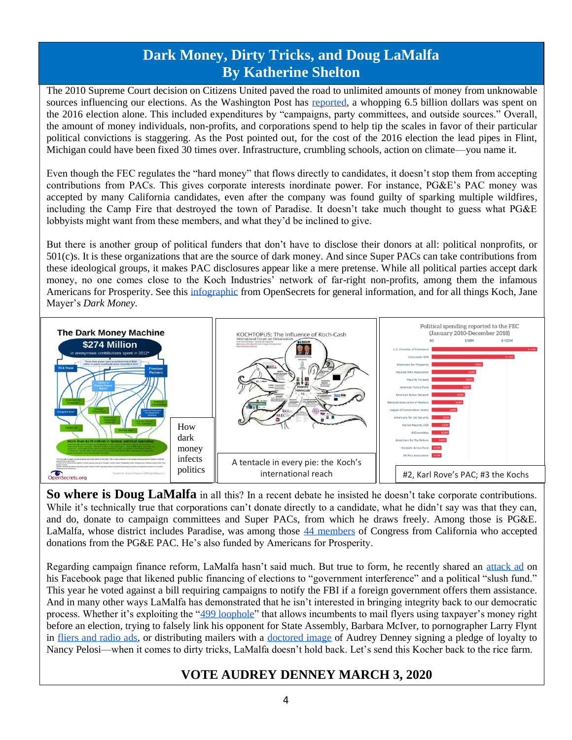# Dark Money, Dirty Tricks, and Doug LaMalfa
## By Katherine Shelton

The 2010 Supreme Court decision on Citizens United paved the road to unlimited amounts of money from unknowable sources influencing our elections. As the Washington Post has reported, a whopping 6.5 billion dollars was spent on the 2016 election alone. This included expenditures by "campaigns, party committees, and outside sources." Overall, the amount of money individuals, non-profits, and corporations spend to help tip the scales in favor of their particular political convictions is staggering. As the Post pointed out, for the cost of the 2016 election the lead pipes in Flint, Michigan could have been fixed 30 times over. Infrastructure, crumbling schools, action on climate—you name it.

Even though the FEC regulates the "hard money" that flows directly to candidates, it doesn't stop them from accepting contributions from PACs. This gives corporate interests inordinate power. For instance, PG&E's PAC money was accepted by many California candidates, even after the company was found guilty of sparking multiple wildfires, including the Camp Fire that destroyed the town of Paradise. It doesn't take much thought to guess what PG&E lobbyists might want from these members, and what they'd be inclined to give.

But there is another group of political funders that don't have to disclose their donors at all: political nonprofits, or 501(c)s. It is these organizations that are the source of dark money. And since Super PACs can take contributions from these ideological groups, it makes PAC disclosures appear like a mere pretense. While all political parties accept dark money, no one comes close to the Koch Industries' network of far-right non-profits, among them the infamous Americans for Prosperity. See this infographic from OpenSecrets for general information, and for all things Koch, Jane Mayer's *Dark Money*.

How dark money infects politics

A tentacle in every pie: the Koch's international reach

#2, Karl Rove's PAC; #3 the Kochs

**So where is Doug LaMalfa** in all this? In a recent debate he insisted he doesn't take corporate contributions. While it's technically true that corporations can't donate directly to a candidate, what he didn't say was that they can, and do, donate to campaign committees and Super PACs, from which he draws freely. Among those is PG&E. LaMalfa, whose district includes Paradise, was among those 44 members of Congress from California who accepted donations from the PG&E PAC. He's also funded by Americans for Prosperity.

Regarding campaign finance reform, LaMalfa hasn't said much. But true to form, he recently shared an attack ad on his Facebook page that likened public financing of elections to "government interference" and a political "slush fund." This year he voted against a bill requiring campaigns to notify the FBI if a foreign government offers them assistance. And in many other ways LaMalfa has demonstrated that he isn't interested in bringing integrity back to our democratic process. Whether it's exploiting the "499 loophole" that allows incumbents to mail flyers using taxpayer's money right before an election, trying to falsely link his opponent for State Assembly, Barbara McIver, to pornographer Larry Flynt in fliers and radio ads, or distributing mailers with a doctored image of Audrey Denney signing a pledge of loyalty to Nancy Pelosi—when it comes to dirty tricks, LaMalfa doesn't hold back. Let's send this Kocher back to the rice farm.

**VOTE AUDREY DENNEY MARCH 3, 2020**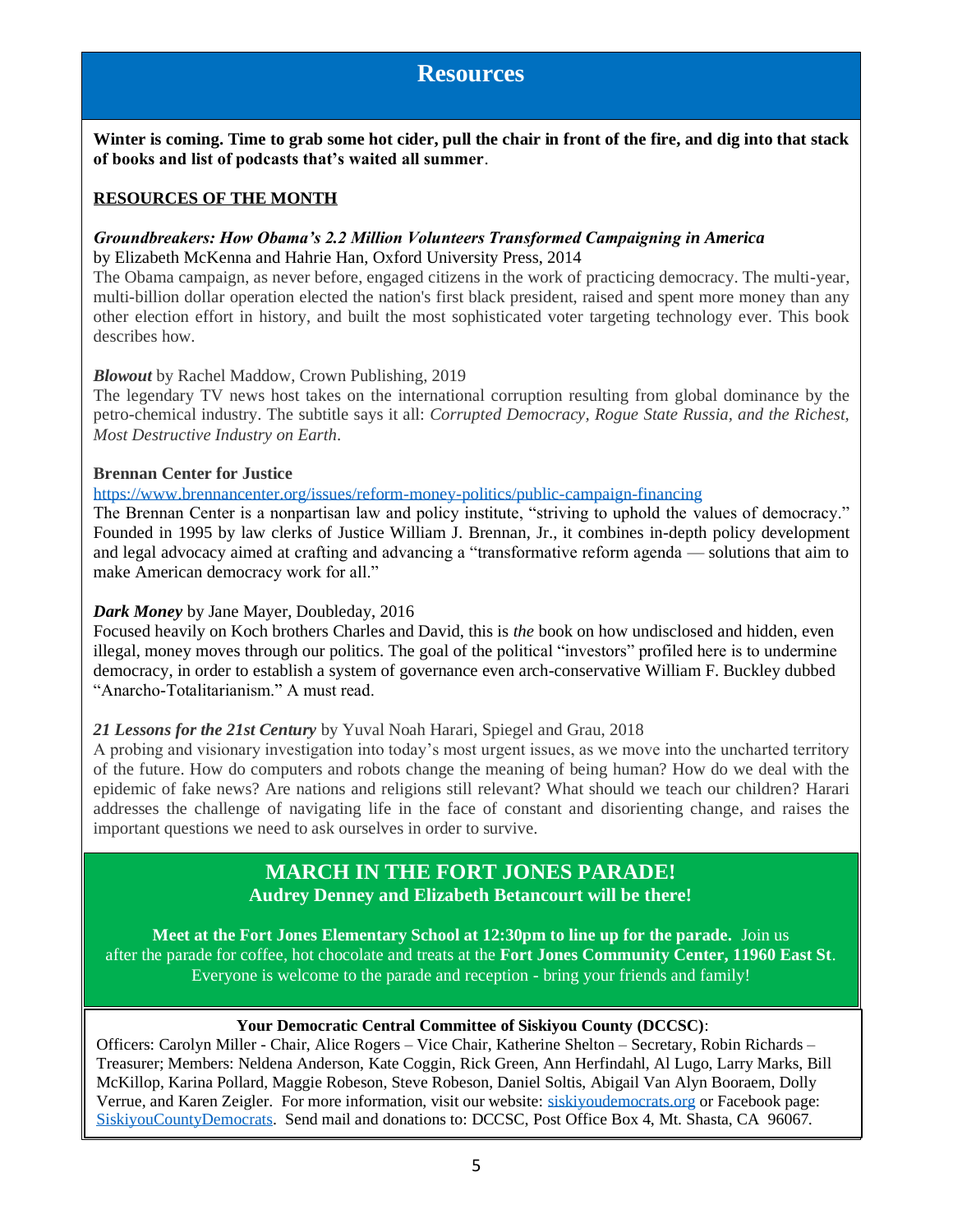# Resources

**Winter is coming. Time to grab some hot cider, pull the chair in front of the fire, and dig into that stack of books and list of podcasts that's waited all summer**.

**RESOURCES OF THE MONTH**

***Groundbreakers: How Obama's 2.2 Million Volunteers Transformed Campaigning in America***
by Elizabeth McKenna and Hahrie Han, Oxford University Press, 2014
The Obama campaign, as never before, engaged citizens in the work of practicing democracy. The multi-year, multi-billion dollar operation elected the nation's first black president, raised and spent more money than any other election effort in history, and built the most sophisticated voter targeting technology ever. This book describes how.

***Blowout*** by Rachel Maddow, Crown Publishing, 2019
The legendary TV news host takes on the international corruption resulting from global dominance by the petro-chemical industry. The subtitle says it all: *Corrupted Democracy, Rogue State Russia, and the Richest, Most Destructive Industry on Earth*.

**Brennan Center for Justice**
https://www.brennancenter.org/issues/reform-money-politics/public-campaign-financing
The Brennan Center is a nonpartisan law and policy institute, "striving to uphold the values of democracy." Founded in 1995 by law clerks of Justice William J. Brennan, Jr., it combines in-depth policy development and legal advocacy aimed at crafting and advancing a "transformative reform agenda — solutions that aim to make American democracy work for all."

***Dark Money*** by Jane Mayer, Doubleday, 2016
Focused heavily on Koch brothers Charles and David, this is *the* book on how undisclosed and hidden, even illegal, money moves through our politics. The goal of the political "investors" profiled here is to undermine democracy, in order to establish a system of governance even arch-conservative William F. Buckley dubbed "Anarcho-Totalitarianism." A must read.

***21 Lessons for the 21st Century*** by Yuval Noah Harari, Spiegel and Grau, 2018
A probing and visionary investigation into today's most urgent issues, as we move into the uncharted territory of the future. How do computers and robots change the meaning of being human? How do we deal with the epidemic of fake news? Are nations and religions still relevant? What should we teach our children? Harari addresses the challenge of navigating life in the face of constant and disorienting change, and raises the important questions we need to ask ourselves in order to survive.

## MARCH IN THE FORT JONES PARADE!

**Audrey Denney and Elizabeth Betancourt will be there!**

**Meet at the Fort Jones Elementary School at 12:30pm to line up for the parade.** Join us after the parade for coffee, hot chocolate and treats at the **Fort Jones Community Center, 11960 East St**. Everyone is welcome to the parade and reception - bring your friends and family!

**Your Democratic Central Committee of Siskiyou County (DCCSC)**:
Officers: Carolyn Miller - Chair, Alice Rogers – Vice Chair, Katherine Shelton – Secretary, Robin Richards – Treasurer; Members: Neldena Anderson, Kate Coggin, Rick Green, Ann Herfindahl, Al Lugo, Larry Marks, Bill McKillop, Karina Pollard, Maggie Robeson, Steve Robeson, Daniel Soltis, Abigail Van Alyn Booraem, Dolly Verrue, and Karen Zeigler. For more information, visit our website: siskiyoudemocrats.org or Facebook page: SiskiyouCountyDemocrats. Send mail and donations to: DCCSC, Post Office Box 4, Mt. Shasta, CA 96067.